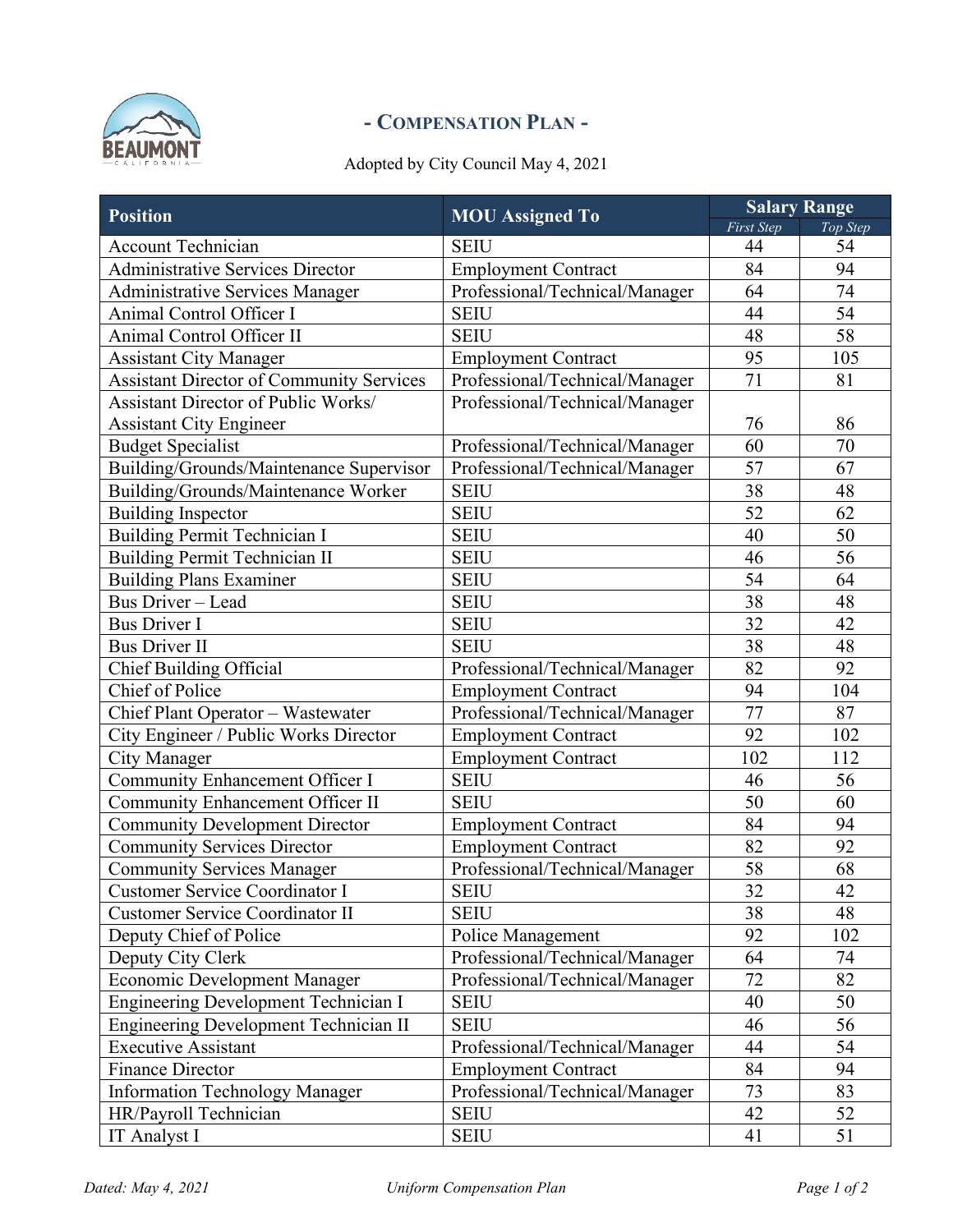# - COMPENSATION PLAN -

Adopted by City Council May 4, 2021

| Position | MOU Assigned To | Salary Range | |
|---|---|---|---|
| | | *First Step* | *Top Step* |
| Account Technician | SEIU | 44 | 54 |
| Administrative Services Director | Employment Contract | 84 | 94 |
| Administrative Services Manager | Professional/Technical/Manager | 64 | 74 |
| Animal Control Officer I | SEIU | 44 | 54 |
| Animal Control Officer II | SEIU | 48 | 58 |
| Assistant City Manager | Employment Contract | 95 | 105 |
| Assistant Director of Community Services | Professional/Technical/Manager | 71 | 81 |
| Assistant Director of Public Works/ Assistant City Engineer | Professional/Technical/Manager | 76 | 86 |
| Budget Specialist | Professional/Technical/Manager | 60 | 70 |
| Building/Grounds/Maintenance Supervisor | Professional/Technical/Manager | 57 | 67 |
| Building/Grounds/Maintenance Worker | SEIU | 38 | 48 |
| Building Inspector | SEIU | 52 | 62 |
| Building Permit Technician I | SEIU | 40 | 50 |
| Building Permit Technician II | SEIU | 46 | 56 |
| Building Plans Examiner | SEIU | 54 | 64 |
| Bus Driver – Lead | SEIU | 38 | 48 |
| Bus Driver I | SEIU | 32 | 42 |
| Bus Driver II | SEIU | 38 | 48 |
| Chief Building Official | Professional/Technical/Manager | 82 | 92 |
| Chief of Police | Employment Contract | 94 | 104 |
| Chief Plant Operator – Wastewater | Professional/Technical/Manager | 77 | 87 |
| City Engineer / Public Works Director | Employment Contract | 92 | 102 |
| City Manager | Employment Contract | 102 | 112 |
| Community Enhancement Officer I | SEIU | 46 | 56 |
| Community Enhancement Officer II | SEIU | 50 | 60 |
| Community Development Director | Employment Contract | 84 | 94 |
| Community Services Director | Employment Contract | 82 | 92 |
| Community Services Manager | Professional/Technical/Manager | 58 | 68 |
| Customer Service Coordinator I | SEIU | 32 | 42 |
| Customer Service Coordinator II | SEIU | 38 | 48 |
| Deputy Chief of Police | Police Management | 92 | 102 |
| Deputy City Clerk | Professional/Technical/Manager | 64 | 74 |
| Economic Development Manager | Professional/Technical/Manager | 72 | 82 |
| Engineering Development Technician I | SEIU | 40 | 50 |
| Engineering Development Technician II | SEIU | 46 | 56 |
| Executive Assistant | Professional/Technical/Manager | 44 | 54 |
| Finance Director | Employment Contract | 84 | 94 |
| Information Technology Manager | Professional/Technical/Manager | 73 | 83 |
| HR/Payroll Technician | SEIU | 42 | 52 |
| IT Analyst I | SEIU | 41 | 51 |

*Dated: May 4, 2021* *Uniform Compensation Plan*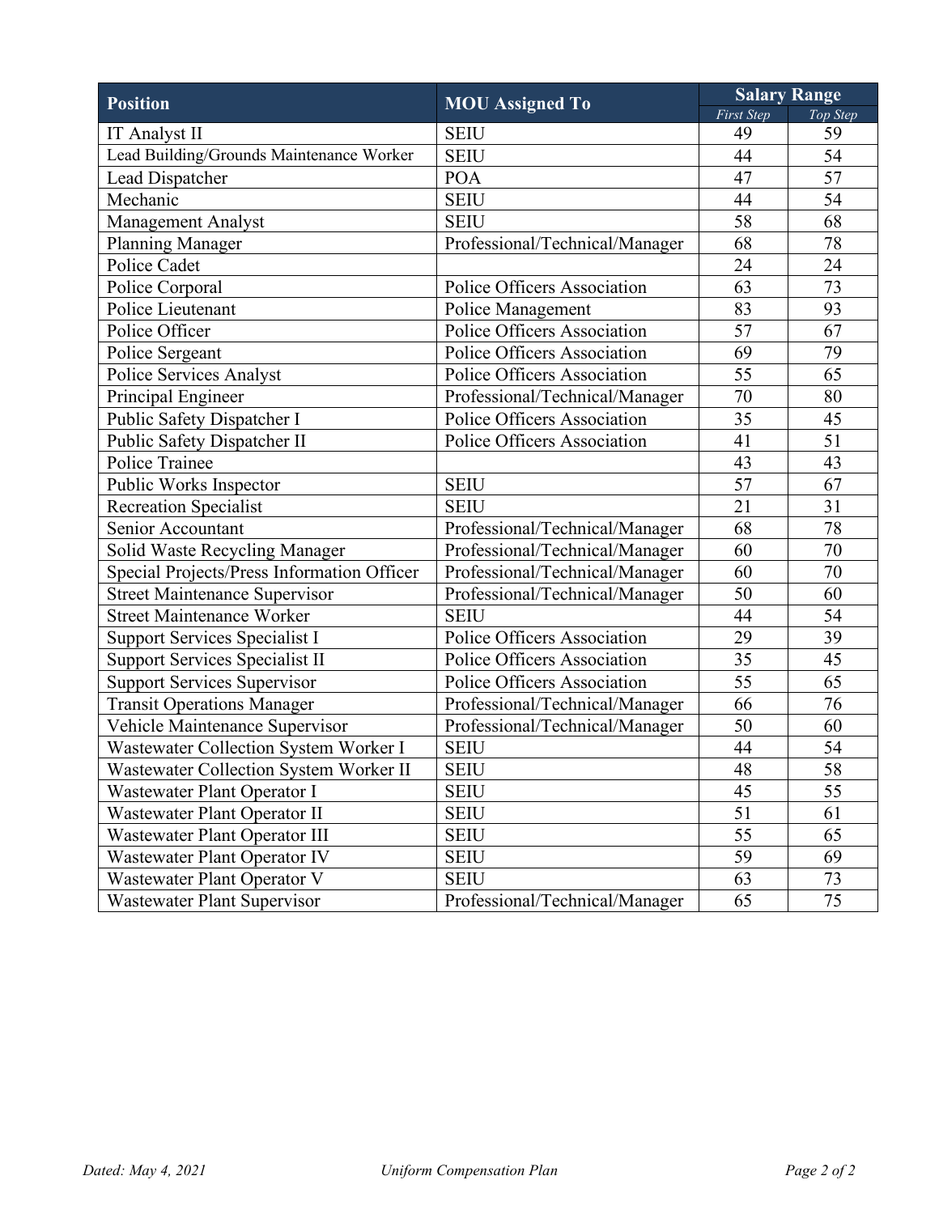| Position | MOU Assigned To | Salary Range | |
|---|---|---|---|
| | | *First Step* | *Top Step* |
| IT Analyst II | SEIU | 49 | 59 |
| Lead Building/Grounds Maintenance Worker | SEIU | 44 | 54 |
| Lead Dispatcher | POA | 47 | 57 |
| Mechanic | SEIU | 44 | 54 |
| Management Analyst | SEIU | 58 | 68 |
| Planning Manager | Professional/Technical/Manager | 68 | 78 |
| Police Cadet | | 24 | 24 |
| Police Corporal | Police Officers Association | 63 | 73 |
| Police Lieutenant | Police Management | 83 | 93 |
| Police Officer | Police Officers Association | 57 | 67 |
| Police Sergeant | Police Officers Association | 69 | 79 |
| Police Services Analyst | Police Officers Association | 55 | 65 |
| Principal Engineer | Professional/Technical/Manager | 70 | 80 |
| Public Safety Dispatcher I | Police Officers Association | 35 | 45 |
| Public Safety Dispatcher II | Police Officers Association | 41 | 51 |
| Police Trainee | | 43 | 43 |
| Public Works Inspector | SEIU | 57 | 67 |
| Recreation Specialist | SEIU | 21 | 31 |
| Senior Accountant | Professional/Technical/Manager | 68 | 78 |
| Solid Waste Recycling Manager | Professional/Technical/Manager | 60 | 70 |
| Special Projects/Press Information Officer | Professional/Technical/Manager | 60 | 70 |
| Street Maintenance Supervisor | Professional/Technical/Manager | 50 | 60 |
| Street Maintenance Worker | SEIU | 44 | 54 |
| Support Services Specialist I | Police Officers Association | 29 | 39 |
| Support Services Specialist II | Police Officers Association | 35 | 45 |
| Support Services Supervisor | Police Officers Association | 55 | 65 |
| Transit Operations Manager | Professional/Technical/Manager | 66 | 76 |
| Vehicle Maintenance Supervisor | Professional/Technical/Manager | 50 | 60 |
| Wastewater Collection System Worker I | SEIU | 44 | 54 |
| Wastewater Collection System Worker II | SEIU | 48 | 58 |
| Wastewater Plant Operator I | SEIU | 45 | 55 |
| Wastewater Plant Operator II | SEIU | 51 | 61 |
| Wastewater Plant Operator III | SEIU | 55 | 65 |
| Wastewater Plant Operator IV | SEIU | 59 | 69 |
| Wastewater Plant Operator V | SEIU | 63 | 73 |
| Wastewater Plant Supervisor | Professional/Technical/Manager | 65 | 75 |

*Dated: May 4, 2021* *Uniform Compensation Plan*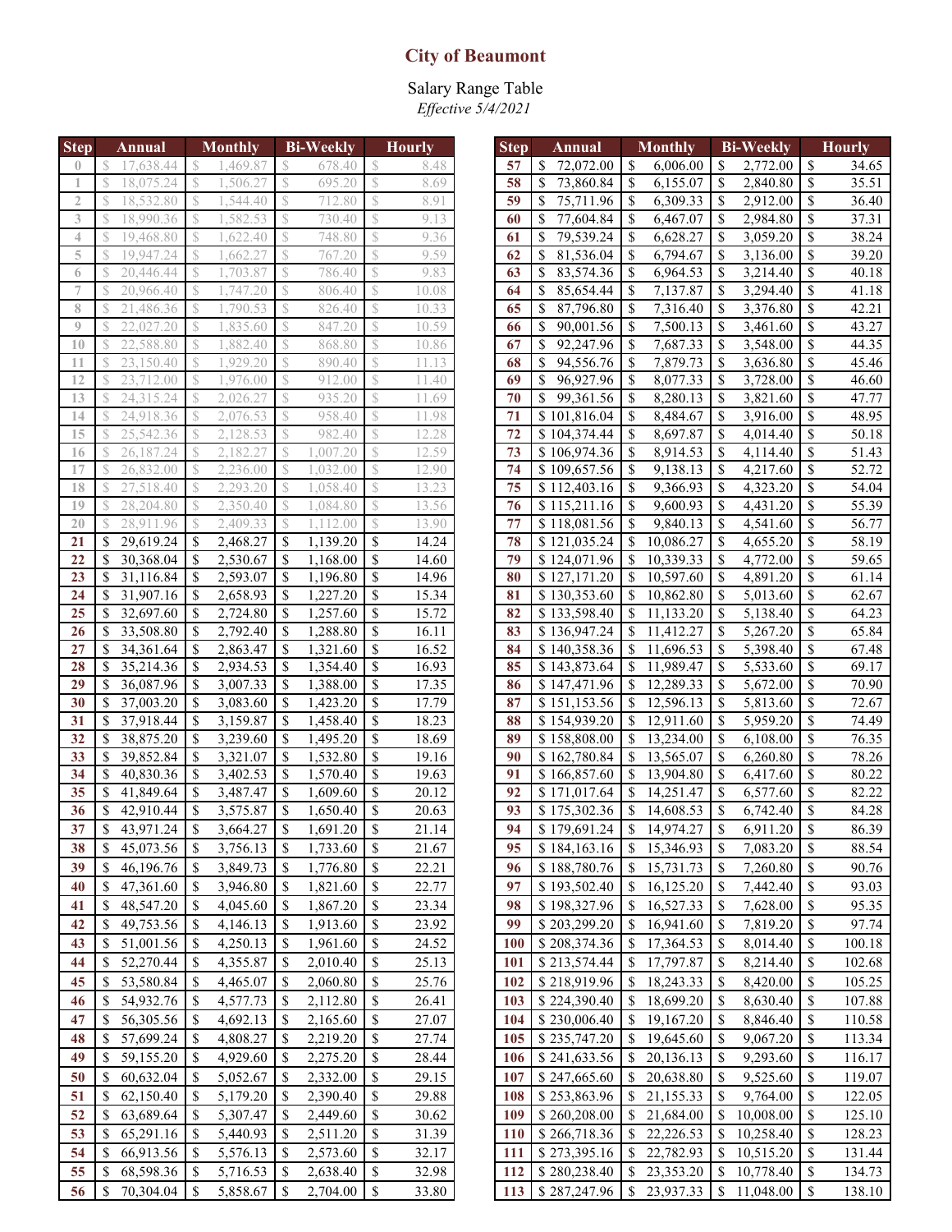# City of Beaumont

Salary Range Table

*Effective 5/4/2021*

| Step | Annual | Monthly | Bi-Weekly | Hourly |
|---|---|---|---|---|
| 0 | $ 17,638.44 | $ 1,469.87 | $ 678.40 | $ 8.48 |
| 1 | $ 18,075.24 | $ 1,506.27 | $ 695.20 | $ 8.69 |
| 2 | $ 18,532.80 | $ 1,544.40 | $ 712.80 | $ 8.91 |
| 3 | $ 18,990.36 | $ 1,582.53 | $ 730.40 | $ 9.13 |
| 4 | $ 19,468.80 | $ 1,622.40 | $ 748.80 | $ 9.36 |
| 5 | $ 19,947.24 | $ 1,662.27 | $ 767.20 | $ 9.59 |
| 6 | $ 20,446.44 | $ 1,703.87 | $ 786.40 | $ 9.83 |
| 7 | $ 20,966.40 | $ 1,747.20 | $ 806.40 | $ 10.08 |
| 8 | $ 21,486.36 | $ 1,790.53 | $ 826.40 | $ 10.33 |
| 9 | $ 22,027.20 | $ 1,835.60 | $ 847.20 | $ 10.59 |
| 10 | $ 22,588.80 | $ 1,882.40 | $ 868.80 | $ 10.86 |
| 11 | $ 23,150.40 | $ 1,929.20 | $ 890.40 | $ 11.13 |
| 12 | $ 23,712.00 | $ 1,976.00 | $ 912.00 | $ 11.40 |
| 13 | $ 24,315.24 | $ 2,026.27 | $ 935.20 | $ 11.69 |
| 14 | $ 24,918.36 | $ 2,076.53 | $ 958.40 | $ 11.98 |
| 15 | $ 25,542.36 | $ 2,128.53 | $ 982.40 | $ 12.28 |
| 16 | $ 26,187.24 | $ 2,182.27 | $ 1,007.20 | $ 12.59 |
| 17 | $ 26,832.00 | $ 2,236.00 | $ 1,032.00 | $ 12.90 |
| 18 | $ 27,518.40 | $ 2,293.20 | $ 1,058.40 | $ 13.23 |
| 19 | $ 28,204.80 | $ 2,350.40 | $ 1,084.80 | $ 13.56 |
| 20 | $ 28,911.96 | $ 2,409.33 | $ 1,112.00 | $ 13.90 |
| 21 | $ 29,619.24 | $ 2,468.27 | $ 1,139.20 | $ 14.24 |
| 22 | $ 30,368.04 | $ 2,530.67 | $ 1,168.00 | $ 14.60 |
| 23 | $ 31,116.84 | $ 2,593.07 | $ 1,196.80 | $ 14.96 |
| 24 | $ 31,907.16 | $ 2,658.93 | $ 1,227.20 | $ 15.34 |
| 25 | $ 32,697.60 | $ 2,724.80 | $ 1,257.60 | $ 15.72 |
| 26 | $ 33,508.80 | $ 2,792.40 | $ 1,288.80 | $ 16.11 |
| 27 | $ 34,361.64 | $ 2,863.47 | $ 1,321.60 | $ 16.52 |
| 28 | $ 35,214.36 | $ 2,934.53 | $ 1,354.40 | $ 16.93 |
| 29 | $ 36,087.96 | $ 3,007.33 | $ 1,388.00 | $ 17.35 |
| 30 | $ 37,003.20 | $ 3,083.60 | $ 1,423.20 | $ 17.79 |
| 31 | $ 37,918.44 | $ 3,159.87 | $ 1,458.40 | $ 18.23 |
| 32 | $ 38,875.20 | $ 3,239.60 | $ 1,495.20 | $ 18.69 |
| 33 | $ 39,852.84 | $ 3,321.07 | $ 1,532.80 | $ 19.16 |
| 34 | $ 40,830.36 | $ 3,402.53 | $ 1,570.40 | $ 19.63 |
| 35 | $ 41,849.64 | $ 3,487.47 | $ 1,609.60 | $ 20.12 |
| 36 | $ 42,910.44 | $ 3,575.87 | $ 1,650.40 | $ 20.63 |
| 37 | $ 43,971.24 | $ 3,664.27 | $ 1,691.20 | $ 21.14 |
| 38 | $ 45,073.56 | $ 3,756.13 | $ 1,733.60 | $ 21.67 |
| 39 | $ 46,196.76 | $ 3,849.73 | $ 1,776.80 | $ 22.21 |
| 40 | $ 47,361.60 | $ 3,946.80 | $ 1,821.60 | $ 22.77 |
| 41 | $ 48,547.20 | $ 4,045.60 | $ 1,867.20 | $ 23.34 |
| 42 | $ 49,753.56 | $ 4,146.13 | $ 1,913.60 | $ 23.92 |
| 43 | $ 51,001.56 | $ 4,250.13 | $ 1,961.60 | $ 24.52 |
| 44 | $ 52,270.44 | $ 4,355.87 | $ 2,010.40 | $ 25.13 |
| 45 | $ 53,580.84 | $ 4,465.07 | $ 2,060.80 | $ 25.76 |
| 46 | $ 54,932.76 | $ 4,577.73 | $ 2,112.80 | $ 26.41 |
| 47 | $ 56,305.56 | $ 4,692.13 | $ 2,165.60 | $ 27.07 |
| 48 | $ 57,699.24 | $ 4,808.27 | $ 2,219.20 | $ 27.74 |
| 49 | $ 59,155.20 | $ 4,929.60 | $ 2,275.20 | $ 28.44 |
| 50 | $ 60,632.04 | $ 5,052.67 | $ 2,332.00 | $ 29.15 |
| 51 | $ 62,150.40 | $ 5,179.20 | $ 2,390.40 | $ 29.88 |
| 52 | $ 63,689.64 | $ 5,307.47 | $ 2,449.60 | $ 30.62 |
| 53 | $ 65,291.16 | $ 5,440.93 | $ 2,511.20 | $ 31.39 |
| 54 | $ 66,913.56 | $ 5,576.13 | $ 2,573.60 | $ 32.17 |
| 55 | $ 68,598.36 | $ 5,716.53 | $ 2,638.40 | $ 32.98 |
| 56 | $ 70,304.04 | $ 5,858.67 | $ 2,704.00 | $ 33.80 |
| 57 | $ 72,072.00 | $ 6,006.00 | $ 2,772.00 | $ 34.65 |
| 58 | $ 73,860.84 | $ 6,155.07 | $ 2,840.80 | $ 35.51 |
| 59 | $ 75,711.96 | $ 6,309.33 | $ 2,912.00 | $ 36.40 |
| 60 | $ 77,604.84 | $ 6,467.07 | $ 2,984.80 | $ 37.31 |
| 61 | $ 79,539.24 | $ 6,628.27 | $ 3,059.20 | $ 38.24 |
| 62 | $ 81,536.04 | $ 6,794.67 | $ 3,136.00 | $ 39.20 |
| 63 | $ 83,574.36 | $ 6,964.53 | $ 3,214.40 | $ 40.18 |
| 64 | $ 85,654.44 | $ 7,137.87 | $ 3,294.40 | $ 41.18 |
| 65 | $ 87,796.80 | $ 7,316.40 | $ 3,376.80 | $ 42.21 |
| 66 | $ 90,001.56 | $ 7,500.13 | $ 3,461.60 | $ 43.27 |
| 67 | $ 92,247.96 | $ 7,687.33 | $ 3,548.00 | $ 44.35 |
| 68 | $ 94,556.76 | $ 7,879.73 | $ 3,636.80 | $ 45.46 |
| 69 | $ 96,927.96 | $ 8,077.33 | $ 3,728.00 | $ 46.60 |
| 70 | $ 99,361.56 | $ 8,280.13 | $ 3,821.60 | $ 47.77 |
| 71 | $ 101,816.04 | $ 8,484.67 | $ 3,916.00 | $ 48.95 |
| 72 | $ 104,374.44 | $ 8,697.87 | $ 4,014.40 | $ 50.18 |
| 73 | $ 106,974.36 | $ 8,914.53 | $ 4,114.40 | $ 51.43 |
| 74 | $ 109,657.56 | $ 9,138.13 | $ 4,217.60 | $ 52.72 |
| 75 | $ 112,403.16 | $ 9,366.93 | $ 4,323.20 | $ 54.04 |
| 76 | $ 115,211.16 | $ 9,600.93 | $ 4,431.20 | $ 55.39 |
| 77 | $ 118,081.56 | $ 9,840.13 | $ 4,541.60 | $ 56.77 |
| 78 | $ 121,035.24 | $ 10,086.27 | $ 4,655.20 | $ 58.19 |
| 79 | $ 124,071.96 | $ 10,339.33 | $ 4,772.00 | $ 59.65 |
| 80 | $ 127,171.20 | $ 10,597.60 | $ 4,891.20 | $ 61.14 |
| 81 | $ 130,353.60 | $ 10,862.80 | $ 5,013.60 | $ 62.67 |
| 82 | $ 133,598.40 | $ 11,133.20 | $ 5,138.40 | $ 64.23 |
| 83 | $ 136,947.24 | $ 11,412.27 | $ 5,267.20 | $ 65.84 |
| 84 | $ 140,358.36 | $ 11,696.53 | $ 5,398.40 | $ 67.48 |
| 85 | $ 143,873.64 | $ 11,989.47 | $ 5,533.60 | $ 69.17 |
| 86 | $ 147,471.96 | $ 12,289.33 | $ 5,672.00 | $ 70.90 |
| 87 | $ 151,153.56 | $ 12,596.13 | $ 5,813.60 | $ 72.67 |
| 88 | $ 154,939.20 | $ 12,911.60 | $ 5,959.20 | $ 74.49 |
| 89 | $ 158,808.00 | $ 13,234.00 | $ 6,108.00 | $ 76.35 |
| 90 | $ 162,780.84 | $ 13,565.07 | $ 6,260.80 | $ 78.26 |
| 91 | $ 166,857.60 | $ 13,904.80 | $ 6,417.60 | $ 80.22 |
| 92 | $ 171,017.64 | $ 14,251.47 | $ 6,577.60 | $ 82.22 |
| 93 | $ 175,302.36 | $ 14,608.53 | $ 6,742.40 | $ 84.28 |
| 94 | $ 179,691.24 | $ 14,974.27 | $ 6,911.20 | $ 86.39 |
| 95 | $ 184,163.16 | $ 15,346.93 | $ 7,083.20 | $ 88.54 |
| 96 | $ 188,780.76 | $ 15,731.73 | $ 7,260.80 | $ 90.76 |
| 97 | $ 193,502.40 | $ 16,125.20 | $ 7,442.40 | $ 93.03 |
| 98 | $ 198,327.96 | $ 16,527.33 | $ 7,628.00 | $ 95.35 |
| 99 | $ 203,299.20 | $ 16,941.60 | $ 7,819.20 | $ 97.74 |
| 100 | $ 208,374.36 | $ 17,364.53 | $ 8,014.40 | $ 100.18 |
| 101 | $ 213,574.44 | $ 17,797.87 | $ 8,214.40 | $ 102.68 |
| 102 | $ 218,919.96 | $ 18,243.33 | $ 8,420.00 | $ 105.25 |
| 103 | $ 224,390.40 | $ 18,699.20 | $ 8,630.40 | $ 107.88 |
| 104 | $ 230,006.40 | $ 19,167.20 | $ 8,846.40 | $ 110.58 |
| 105 | $ 235,747.20 | $ 19,645.60 | $ 9,067.20 | $ 113.34 |
| 106 | $ 241,633.56 | $ 20,136.13 | $ 9,293.60 | $ 116.17 |
| 107 | $ 247,665.60 | $ 20,638.80 | $ 9,525.60 | $ 119.07 |
| 108 | $ 253,863.96 | $ 21,155.33 | $ 9,764.00 | $ 122.05 |
| 109 | $ 260,208.00 | $ 21,684.00 | $ 10,008.00 | $ 125.10 |
| 110 | $ 266,718.36 | $ 22,226.53 | $ 10,258.40 | $ 128.23 |
| 111 | $ 273,395.16 | $ 22,782.93 | $ 10,515.20 | $ 131.44 |
| 112 | $ 280,238.40 | $ 23,353.20 | $ 10,778.40 | $ 134.73 |
| 113 | $ 287,247.96 | $ 23,937.33 | $ 11,048.00 | $ 138.10 |